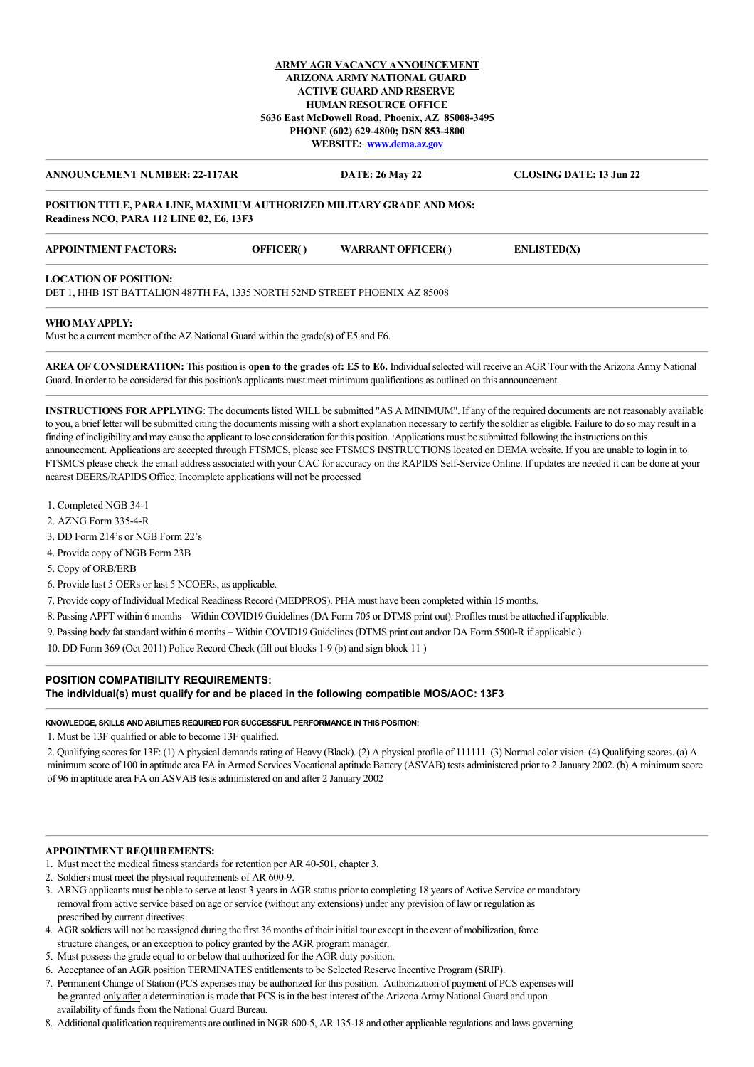**ARMY AGR VACANCY ANNOUNCEMENT**
**ARIZONA ARMY NATIONAL GUARD**
**ACTIVE GUARD AND RESERVE**
**HUMAN RESOURCE OFFICE**
**5636 East McDowell Road, Phoenix, AZ 85008-3495**
**PHONE (602) 629-4800; DSN 853-4800**
**WEBSITE: www.dema.az.gov**

---

**ANNOUNCEMENT NUMBER: 22-117AR** **DATE: 26 May 22** **CLOSING DATE: 13 Jun 22**

---

**POSITION TITLE, PARA LINE, MAXIMUM AUTHORIZED MILITARY GRADE AND MOS:**
**Readiness NCO, PARA 112 LINE 02, E6, 13F3**

---

**APPOINTMENT FACTORS:** **OFFICER( )** **WARRANT OFFICER( )** **ENLISTED(X)**

---

**LOCATION OF POSITION:**
DET 1, HHB 1ST BATTALION 487TH FA, 1335 NORTH 52ND STREET PHOENIX AZ 85008

---

**WHO MAY APPLY:**
Must be a current member of the AZ National Guard within the grade(s) of E5 and E6.

---

**AREA OF CONSIDERATION:** This position is **open to the grades of: E5 to E6.** Individual selected will receive an AGR Tour with the Arizona Army National Guard. In order to be considered for this position's applicants must meet minimum qualifications as outlined on this announcement.

---

**INSTRUCTIONS FOR APPLYING**: The documents listed WILL be submitted "AS A MINIMUM". If any of the required documents are not reasonably available to you, a brief letter will be submitted citing the documents missing with a short explanation necessary to certify the soldier as eligible. Failure to do so may result in a finding of ineligibility and may cause the applicant to lose consideration for this position. :Applications must be submitted following the instructions on this announcement. Applications are accepted through FTSMCS, please see FTSMCS INSTRUCTIONS located on DEMA website. If you are unable to login in to FTSMCS please check the email address associated with your CAC for accuracy on the RAPIDS Self-Service Online. If updates are needed it can be done at your nearest DEERS/RAPIDS Office. Incomplete applications will not be processed

1. Completed NGB 34-1
2. AZNG Form 335-4-R
3. DD Form 214's or NGB Form 22's
4. Provide copy of NGB Form 23B
5. Copy of ORB/ERB
6. Provide last 5 OERs or last 5 NCOERs, as applicable.
7. Provide copy of Individual Medical Readiness Record (MEDPROS). PHA must have been completed within 15 months.
8. Passing APFT within 6 months – Within COVID19 Guidelines (DA Form 705 or DTMS print out). Profiles must be attached if applicable.
9. Passing body fat standard within 6 months – Within COVID19 Guidelines (DTMS print out and/or DA Form 5500-R if applicable.)
10. DD Form 369 (Oct 2011) Police Record Check (fill out blocks 1-9 (b) and sign block 11 )

---

**POSITION COMPATIBILITY REQUIREMENTS:**
**The individual(s) must qualify for and be placed in the following compatible MOS/AOC: 13F3**

---

**KNOWLEDGE, SKILLS AND ABILITIES REQUIRED FOR SUCCESSFUL PERFORMANCE IN THIS POSITION:**

1. Must be 13F qualified or able to become 13F qualified.
2. Qualifying scores for 13F: (1) A physical demands rating of Heavy (Black). (2) A physical profile of 111111. (3) Normal color vision. (4) Qualifying scores. (a) A minimum score of 100 in aptitude area FA in Armed Services Vocational aptitude Battery (ASVAB) tests administered prior to 2 January 2002. (b) A minimum score of 96 in aptitude area FA on ASVAB tests administered on and after 2 January 2002

---

**APPOINTMENT REQUIREMENTS:**

1. Must meet the medical fitness standards for retention per AR 40-501, chapter 3.
2. Soldiers must meet the physical requirements of AR 600-9.
3. ARNG applicants must be able to serve at least 3 years in AGR status prior to completing 18 years of Active Service or mandatory removal from active service based on age or service (without any extensions) under any prevision of law or regulation as prescribed by current directives.
4. AGR soldiers will not be reassigned during the first 36 months of their initial tour except in the event of mobilization, force structure changes, or an exception to policy granted by the AGR program manager.
5. Must possess the grade equal to or below that authorized for the AGR duty position.
6. Acceptance of an AGR position TERMINATES entitlements to be Selected Reserve Incentive Program (SRIP).
7. Permanent Change of Station (PCS expenses may be authorized for this position. Authorization of payment of PCS expenses will be granted only after a determination is made that PCS is in the best interest of the Arizona Army National Guard and upon availability of funds from the National Guard Bureau.
8. Additional qualification requirements are outlined in NGR 600-5, AR 135-18 and other applicable regulations and laws governing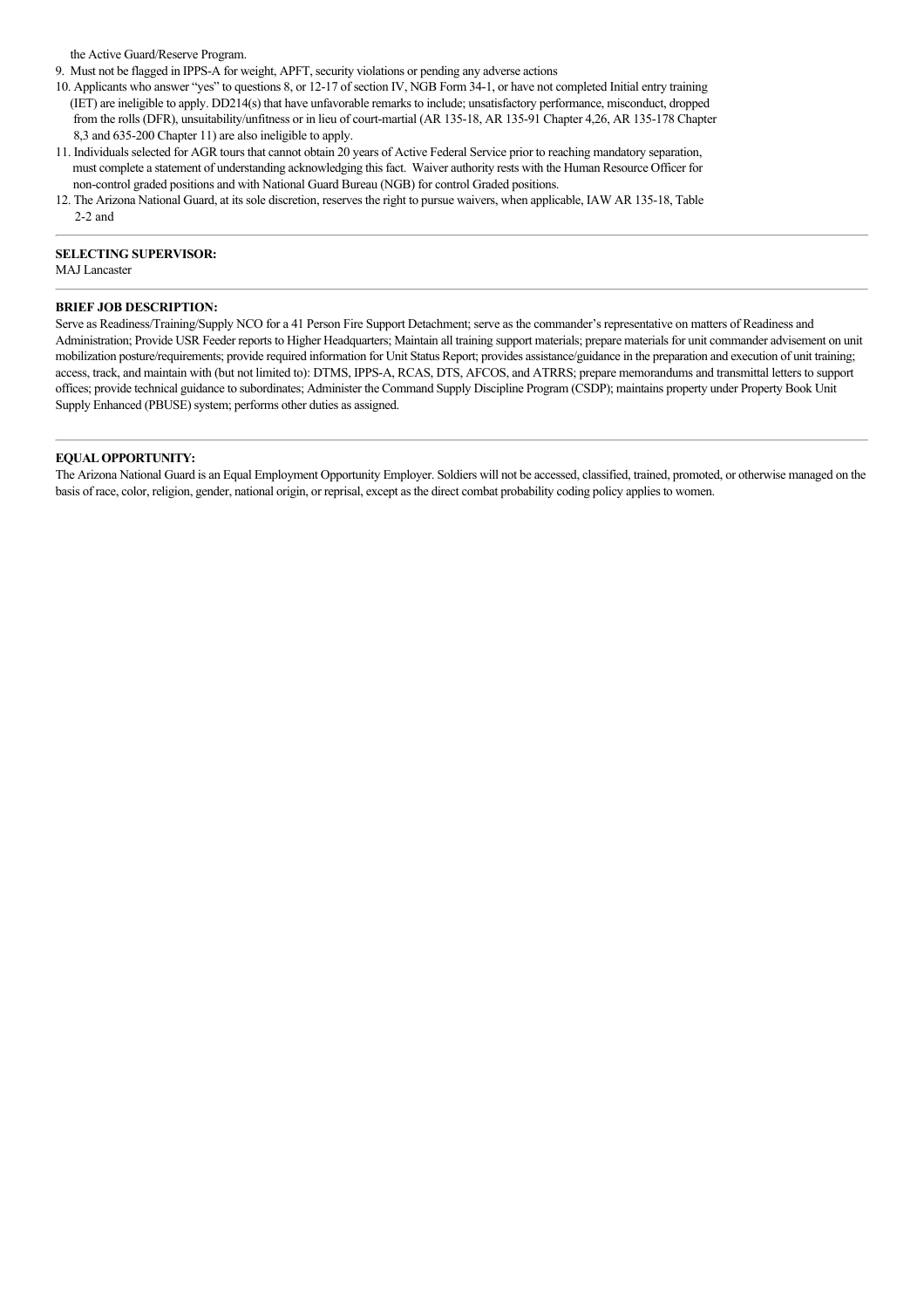the Active Guard/Reserve Program.

9. Must not be flagged in IPPS-A for weight, APFT, security violations or pending any adverse actions
10. Applicants who answer "yes" to questions 8, or 12-17 of section IV, NGB Form 34-1, or have not completed Initial entry training (IET) are ineligible to apply. DD214(s) that have unfavorable remarks to include; unsatisfactory performance, misconduct, dropped from the rolls (DFR), unsuitability/unfitness or in lieu of court-martial (AR 135-18, AR 135-91 Chapter 4,26, AR 135-178 Chapter 8,3 and 635-200 Chapter 11) are also ineligible to apply.
11. Individuals selected for AGR tours that cannot obtain 20 years of Active Federal Service prior to reaching mandatory separation, must complete a statement of understanding acknowledging this fact. Waiver authority rests with the Human Resource Officer for non-control graded positions and with National Guard Bureau (NGB) for control Graded positions.
12. The Arizona National Guard, at its sole discretion, reserves the right to pursue waivers, when applicable, IAW AR 135-18, Table 2-2 and

**SELECTING SUPERVISOR:**

MAJ Lancaster

**BRIEF JOB DESCRIPTION:**

Serve as Readiness/Training/Supply NCO for a 41 Person Fire Support Detachment; serve as the commander's representative on matters of Readiness and Administration; Provide USR Feeder reports to Higher Headquarters; Maintain all training support materials; prepare materials for unit commander advisement on unit mobilization posture/requirements; provide required information for Unit Status Report; provides assistance/guidance in the preparation and execution of unit training; access, track, and maintain with (but not limited to): DTMS, IPPS-A, RCAS, DTS, AFCOS, and ATRRS; prepare memorandums and transmittal letters to support offices; provide technical guidance to subordinates; Administer the Command Supply Discipline Program (CSDP); maintains property under Property Book Unit Supply Enhanced (PBUSE) system; performs other duties as assigned.

**EQUAL OPPORTUNITY:**

The Arizona National Guard is an Equal Employment Opportunity Employer. Soldiers will not be accessed, classified, trained, promoted, or otherwise managed on the basis of race, color, religion, gender, national origin, or reprisal, except as the direct combat probability coding policy applies to women.